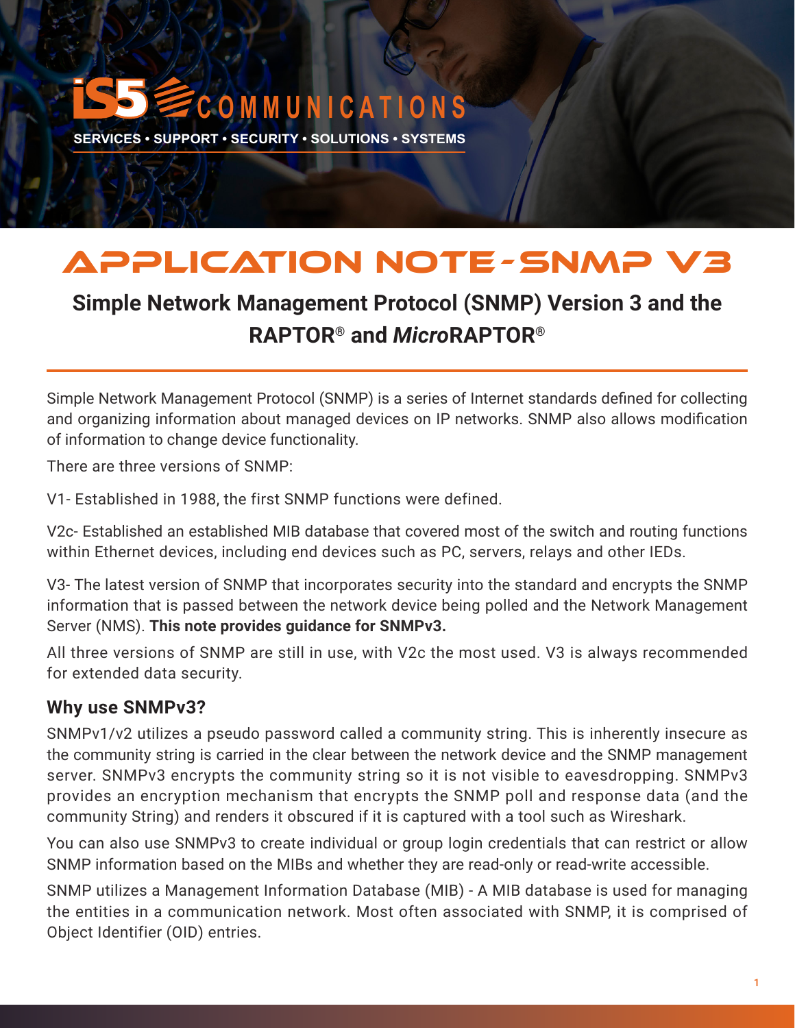iS5 COMMUNICATIONS

SERVICES • SUPPORT • SECURITY • SOLUTIONS • SYSTEMS

# APPLICATION NOTE - SNMP V3

## Simple Network Management Protocol (SNMP) Version 3 and the RAPTOR® and *Micro*RAPTOR®

Simple Network Management Protocol (SNMP) is a series of Internet standards defined for collecting and organizing information about managed devices on IP networks. SNMP also allows modification of information to change device functionality.

There are three versions of SNMP:

V1- Established in 1988, the first SNMP functions were defined.

V2c- Established an established MIB database that covered most of the switch and routing functions within Ethernet devices, including end devices such as PC, servers, relays and other IEDs.

V3- The latest version of SNMP that incorporates security into the standard and encrypts the SNMP information that is passed between the network device being polled and the Network Management Server (NMS). **This note provides guidance for SNMPv3.**

All three versions of SNMP are still in use, with V2c the most used. V3 is always recommended for extended data security.

### Why use SNMPv3?

SNMPv1/v2 utilizes a pseudo password called a community string. This is inherently insecure as the community string is carried in the clear between the network device and the SNMP management server. SNMPv3 encrypts the community string so it is not visible to eavesdropping. SNMPv3 provides an encryption mechanism that encrypts the SNMP poll and response data (and the community String) and renders it obscured if it is captured with a tool such as Wireshark.

You can also use SNMPv3 to create individual or group login credentials that can restrict or allow SNMP information based on the MIBs and whether they are read-only or read-write accessible.

SNMP utilizes a Management Information Database (MIB) - A MIB database is used for managing the entities in a communication network. Most often associated with SNMP, it is comprised of Object Identifier (OID) entries.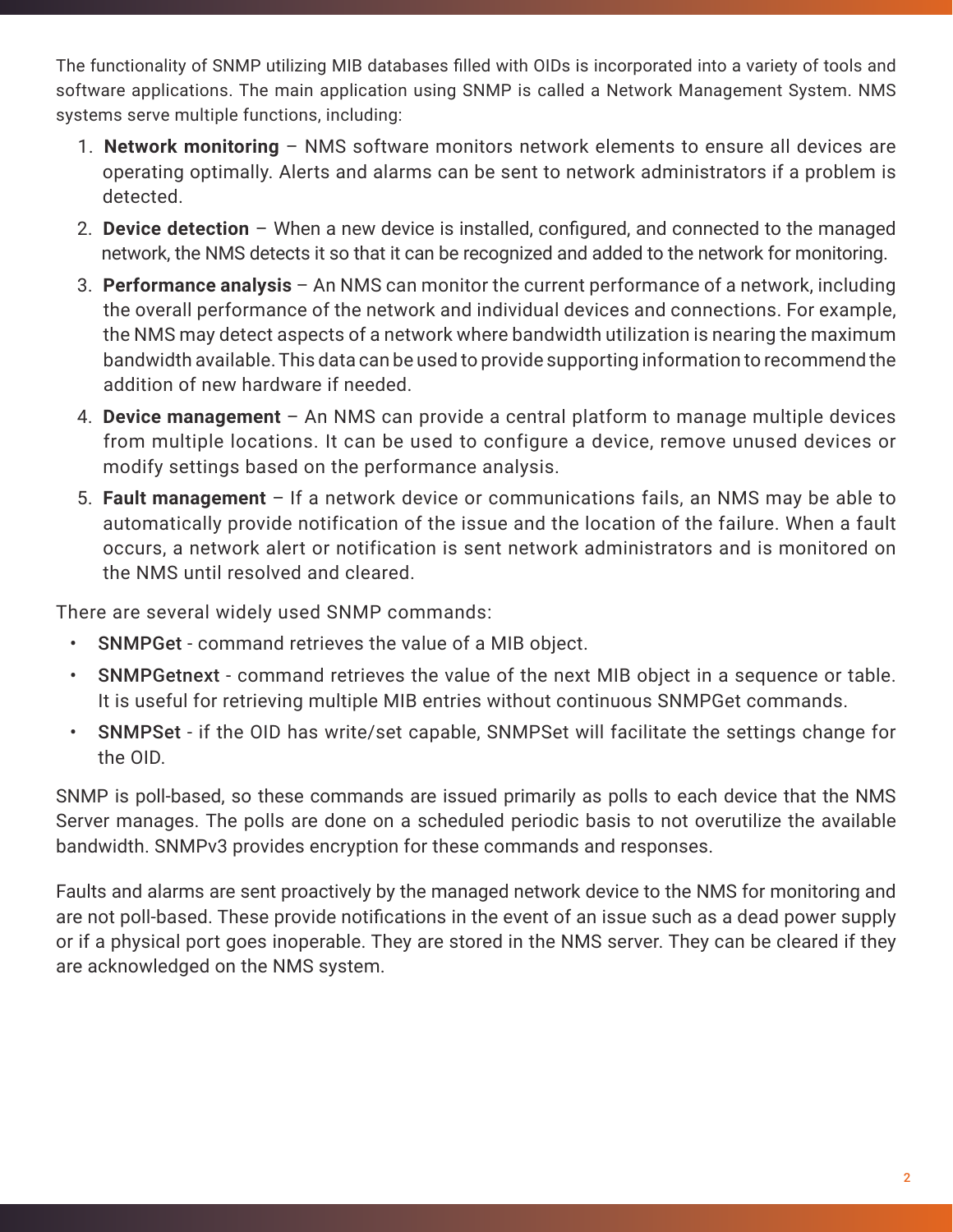The functionality of SNMP utilizing MIB databases filled with OIDs is incorporated into a variety of tools and software applications. The main application using SNMP is called a Network Management System. NMS systems serve multiple functions, including:

1. **Network monitoring** – NMS software monitors network elements to ensure all devices are operating optimally. Alerts and alarms can be sent to network administrators if a problem is detected.
2. **Device detection** – When a new device is installed, configured, and connected to the managed network, the NMS detects it so that it can be recognized and added to the network for monitoring.
3. **Performance analysis** – An NMS can monitor the current performance of a network, including the overall performance of the network and individual devices and connections. For example, the NMS may detect aspects of a network where bandwidth utilization is nearing the maximum bandwidth available. This data can be used to provide supporting information to recommend the addition of new hardware if needed.
4. **Device management** – An NMS can provide a central platform to manage multiple devices from multiple locations. It can be used to configure a device, remove unused devices or modify settings based on the performance analysis.
5. **Fault management** – If a network device or communications fails, an NMS may be able to automatically provide notification of the issue and the location of the failure. When a fault occurs, a network alert or notification is sent network administrators and is monitored on the NMS until resolved and cleared.

There are several widely used SNMP commands:

- SNMPGet - command retrieves the value of a MIB object.
- SNMPGetnext - command retrieves the value of the next MIB object in a sequence or table. It is useful for retrieving multiple MIB entries without continuous SNMPGet commands.
- SNMPSet - if the OID has write/set capable, SNMPSet will facilitate the settings change for the OID.

SNMP is poll-based, so these commands are issued primarily as polls to each device that the NMS Server manages. The polls are done on a scheduled periodic basis to not overutilize the available bandwidth. SNMPv3 provides encryption for these commands and responses.

Faults and alarms are sent proactively by the managed network device to the NMS for monitoring and are not poll-based. These provide notifications in the event of an issue such as a dead power supply or if a physical port goes inoperable. They are stored in the NMS server. They can be cleared if they are acknowledged on the NMS system.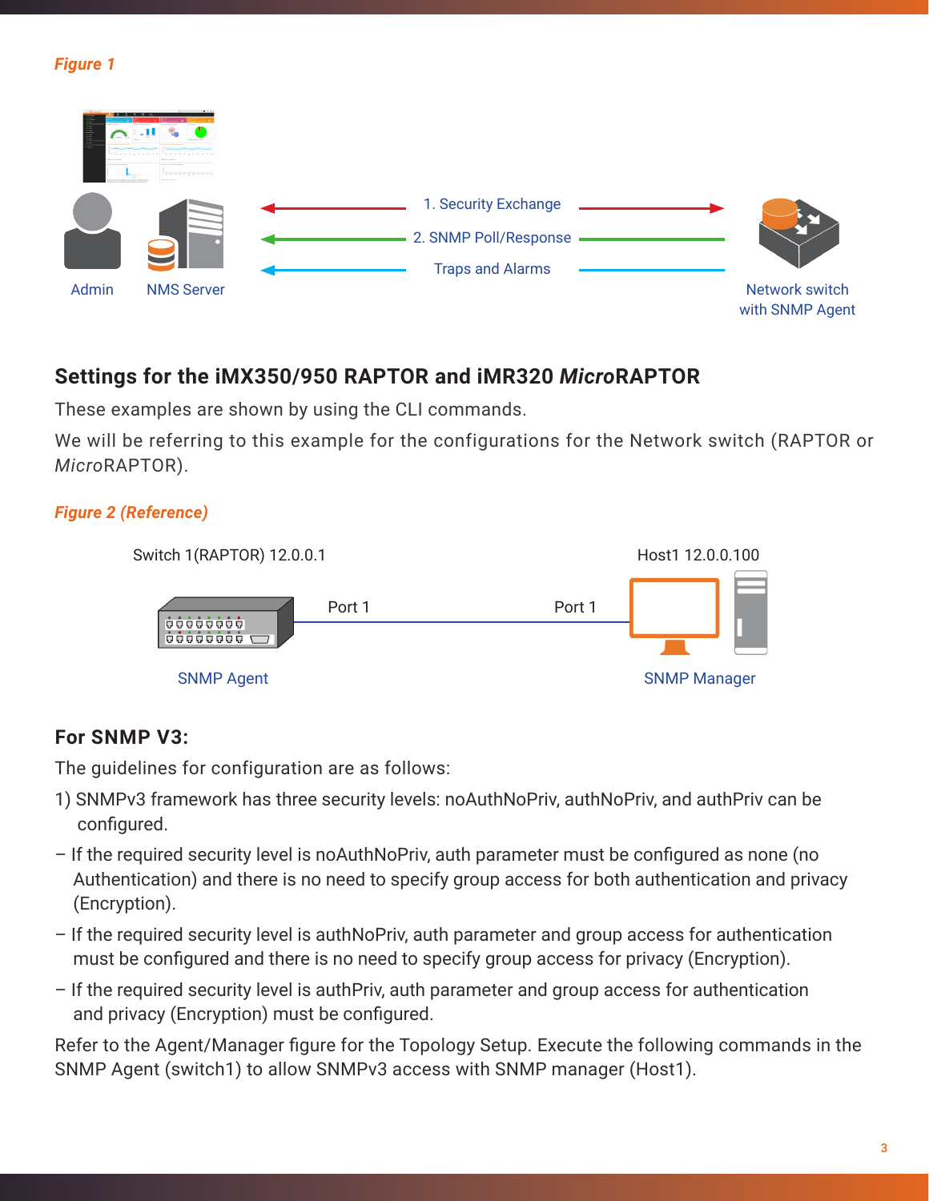*Figure 1*

Admin NMS Server

1. Security Exchange

2. SNMP Poll/Response

Traps and Alarms

Network switch with SNMP Agent

## Settings for the iMX350/950 RAPTOR and iMR320 *Micro*RAPTOR

These examples are shown by using the CLI commands.

We will be referring to this example for the configurations for the Network switch (RAPTOR or *Micro*RAPTOR).

*Figure 2 (Reference)*

Switch 1(RAPTOR) 12.0.0.1 — Port 1 — Port 1 — Host1 12.0.0.100

SNMP Agent SNMP Manager

### For SNMP V3:

The guidelines for configuration are as follows:

1) SNMPv3 framework has three security levels: noAuthNoPriv, authNoPriv, and authPriv can be configured.

– If the required security level is noAuthNoPriv, auth parameter must be configured as none (no Authentication) and there is no need to specify group access for both authentication and privacy (Encryption).

– If the required security level is authNoPriv, auth parameter and group access for authentication must be configured and there is no need to specify group access for privacy (Encryption).

– If the required security level is authPriv, auth parameter and group access for authentication and privacy (Encryption) must be configured.

Refer to the Agent/Manager figure for the Topology Setup. Execute the following commands in the SNMP Agent (switch1) to allow SNMPv3 access with SNMP manager (Host1).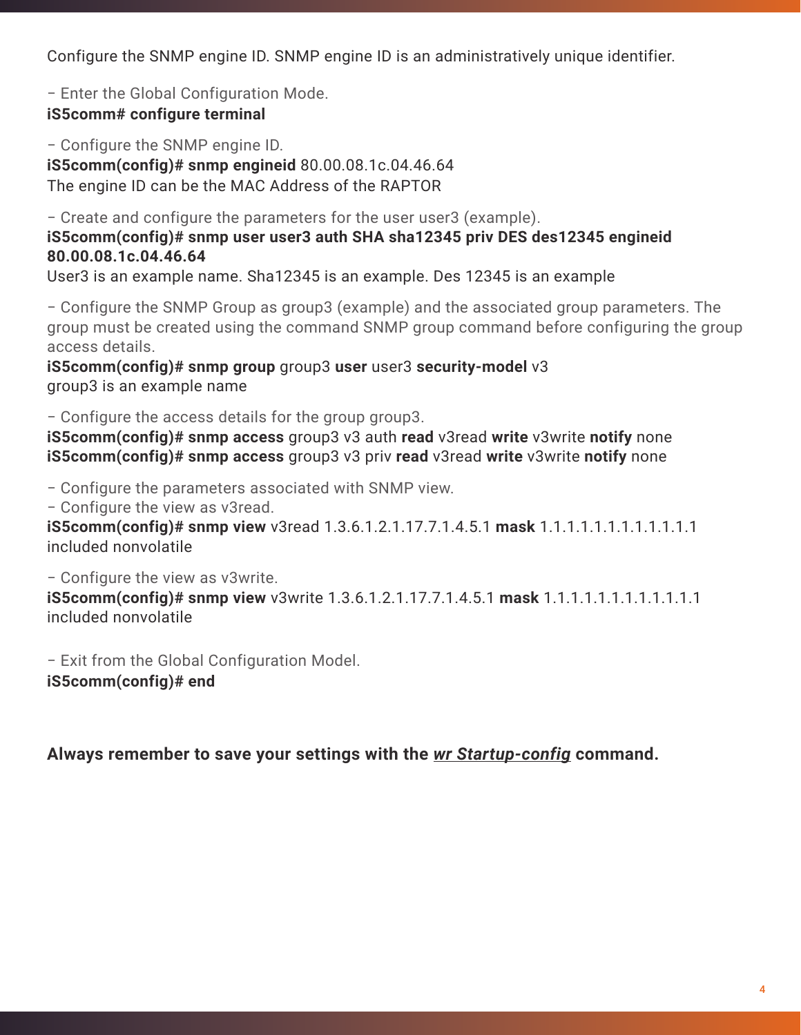Configure the SNMP engine ID. SNMP engine ID is an administratively unique identifier.

– Enter the Global Configuration Mode.
**iS5comm# configure terminal**

– Configure the SNMP engine ID.
**iS5comm(config)# snmp engineid** 80.00.08.1c.04.46.64
The engine ID can be the MAC Address of the RAPTOR

– Create and configure the parameters for the user user3 (example).
**iS5comm(config)# snmp user user3 auth SHA sha12345 priv DES des12345 engineid 80.00.08.1c.04.46.64**
User3 is an example name. Sha12345 is an example. Des 12345 is an example

– Configure the SNMP Group as group3 (example) and the associated group parameters. The group must be created using the command SNMP group command before configuring the group access details.
**iS5comm(config)# snmp group** group3 **user** user3 **security-model** v3
group3 is an example name

– Configure the access details for the group group3.
**iS5comm(config)# snmp access** group3 v3 auth **read** v3read **write** v3write **notify** none
**iS5comm(config)# snmp access** group3 v3 priv **read** v3read **write** v3write **notify** none

– Configure the parameters associated with SNMP view.
– Configure the view as v3read.
**iS5comm(config)# snmp view** v3read 1.3.6.1.2.1.17.7.1.4.5.1 **mask** 1.1.1.1.1.1.1.1.1.1.1.1 included nonvolatile

– Configure the view as v3write.
**iS5comm(config)# snmp view** v3write 1.3.6.1.2.1.17.7.1.4.5.1 **mask** 1.1.1.1.1.1.1.1.1.1.1.1 included nonvolatile

– Exit from the Global Configuration Model.
**iS5comm(config)# end**

**Always remember to save your settings with the *wr Startup-config* command.**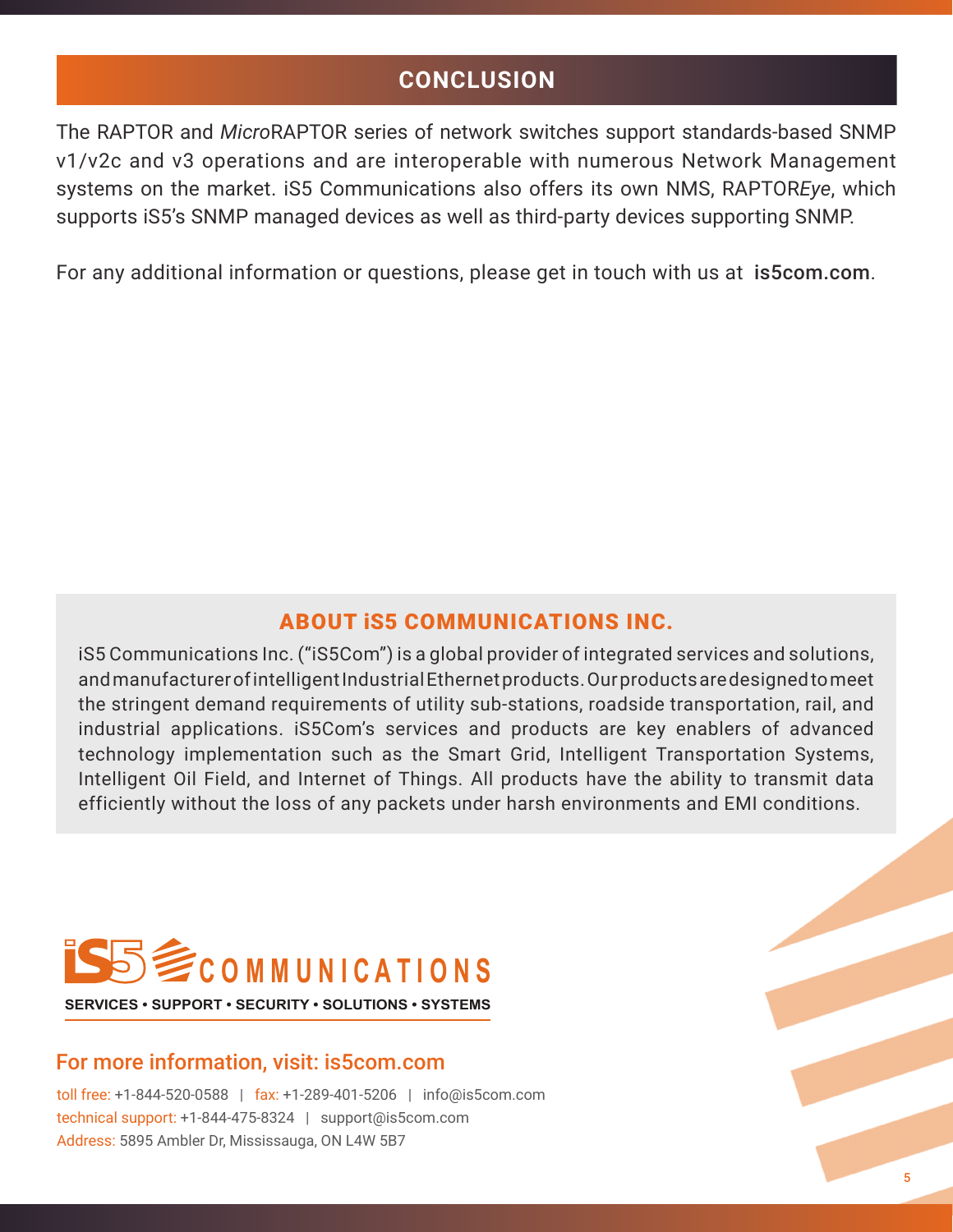## CONCLUSION

The RAPTOR and *Micro*RAPTOR series of network switches support standards-based SNMP v1/v2c and v3 operations and are interoperable with numerous Network Management systems on the market. iS5 Communications also offers its own NMS, RAPTOR*Eye*, which supports iS5's SNMP managed devices as well as third-party devices supporting SNMP.

For any additional information or questions, please get in touch with us at **is5com.com**.

## ABOUT iS5 COMMUNICATIONS INC.

iS5 Communications Inc. ("iS5Com") is a global provider of integrated services and solutions, and manufacturer of intelligent Industrial Ethernet products. Our products are designed to meet the stringent demand requirements of utility sub-stations, roadside transportation, rail, and industrial applications. iS5Com's services and products are key enablers of advanced technology implementation such as the Smart Grid, Intelligent Transportation Systems, Intelligent Oil Field, and Internet of Things. All products have the ability to transmit data efficiently without the loss of any packets under harsh environments and EMI conditions.

iS5 COMMUNICATIONS

**SERVICES • SUPPORT • SECURITY • SOLUTIONS • SYSTEMS**

For more information, visit: is5com.com

toll free: +1-844-520-0588 | fax: +1-289-401-5206 | info@is5com.com
technical support: +1-844-475-8324 | support@is5com.com
Address: 5895 Ambler Dr, Mississauga, ON L4W 5B7